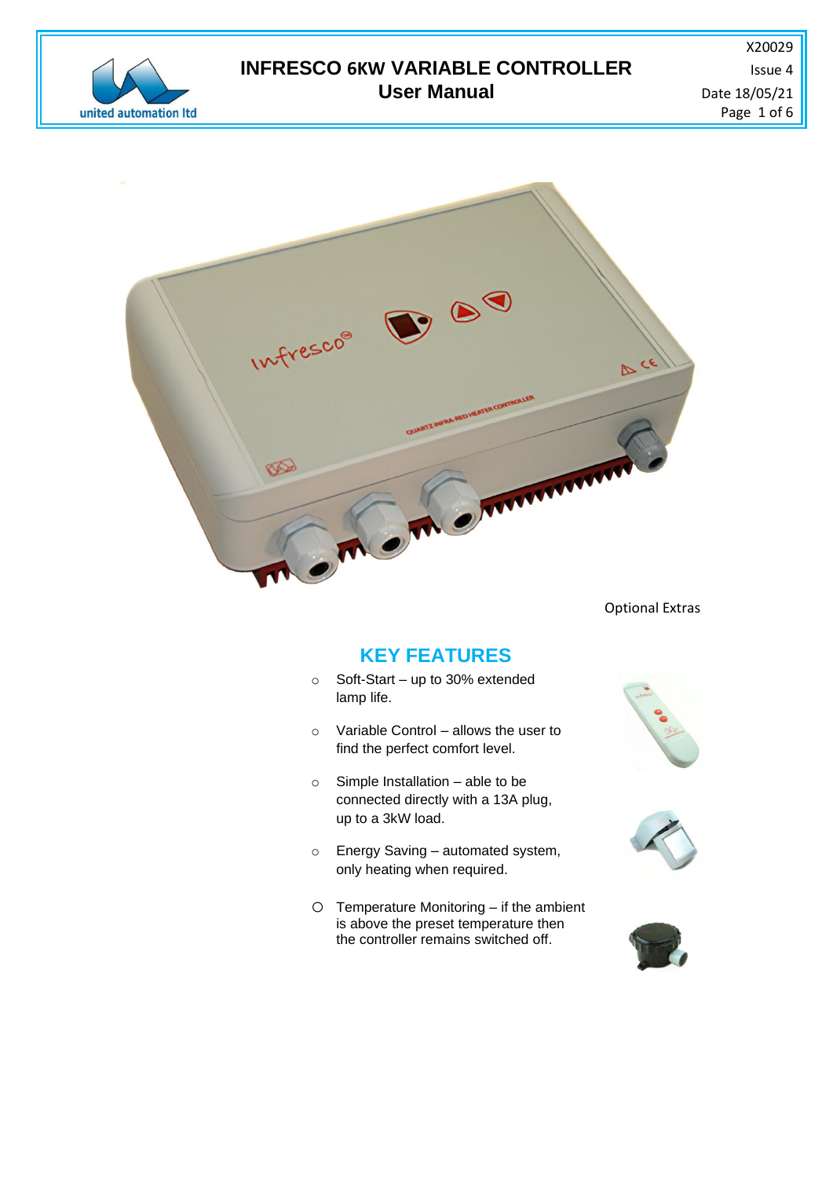# INFRESCO 6KW VARIABLE CONTROLLER
## User Manual

X20029
Issue 4
Date 18/05/21

Optional Extras

## KEY FEATURES

- Soft-Start – up to 30% extended lamp life.
- Variable Control – allows the user to find the perfect comfort level.
- Simple Installation – able to be connected directly with a 13A plug, up to a 3kW load.
- Energy Saving – automated system, only heating when required.
- Temperature Monitoring – if the ambient is above the preset temperature then the controller remains switched off.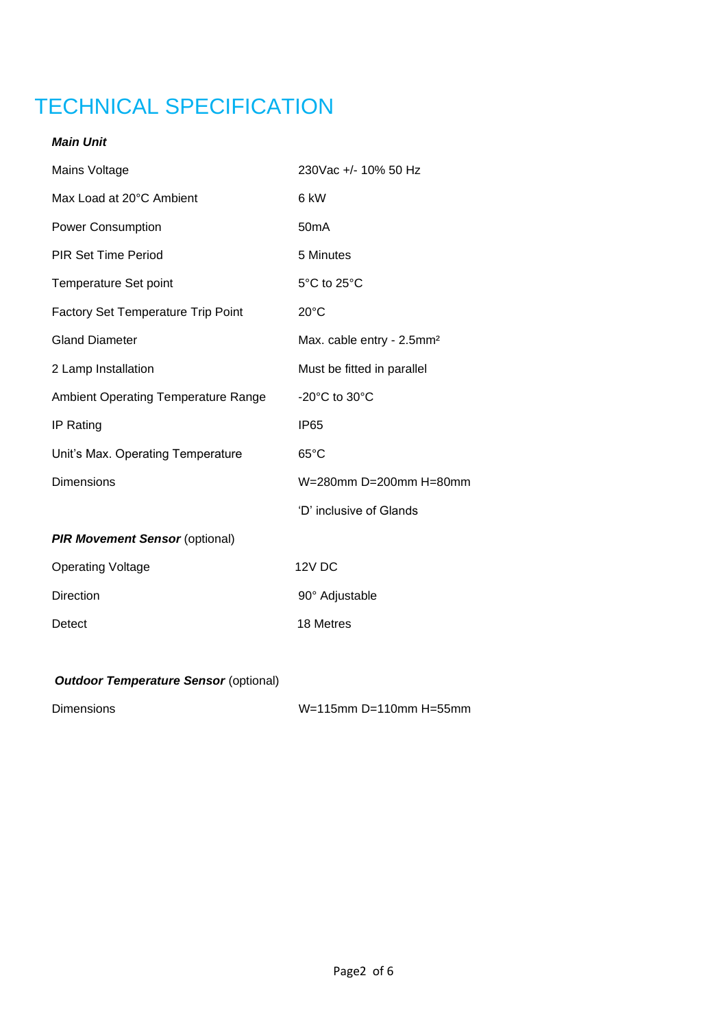# TECHNICAL SPECIFICATION

***Main Unit***

| | |
|---|---|
| Mains Voltage | 230Vac +/- 10% 50 Hz |
| Max Load at 20°C Ambient | 6 kW |
| Power Consumption | 50mA |
| PIR Set Time Period | 5 Minutes |
| Temperature Set point | 5°C to 25°C |
| Factory Set Temperature Trip Point | 20°C |
| Gland Diameter | Max. cable entry - 2.5mm² |
| 2 Lamp Installation | Must be fitted in parallel |
| Ambient Operating Temperature Range | -20°C to 30°C |
| IP Rating | IP65 |
| Unit's Max. Operating Temperature | 65°C |
| Dimensions | W=280mm D=200mm H=80mm |
| | 'D' inclusive of Glands |

***PIR Movement Sensor*** (optional)

| | |
|---|---|
| Operating Voltage | 12V DC |
| Direction | 90° Adjustable |
| Detect | 18 Metres |

***Outdoor Temperature Sensor*** (optional)

| | |
|---|---|
| Dimensions | W=115mm D=110mm H=55mm |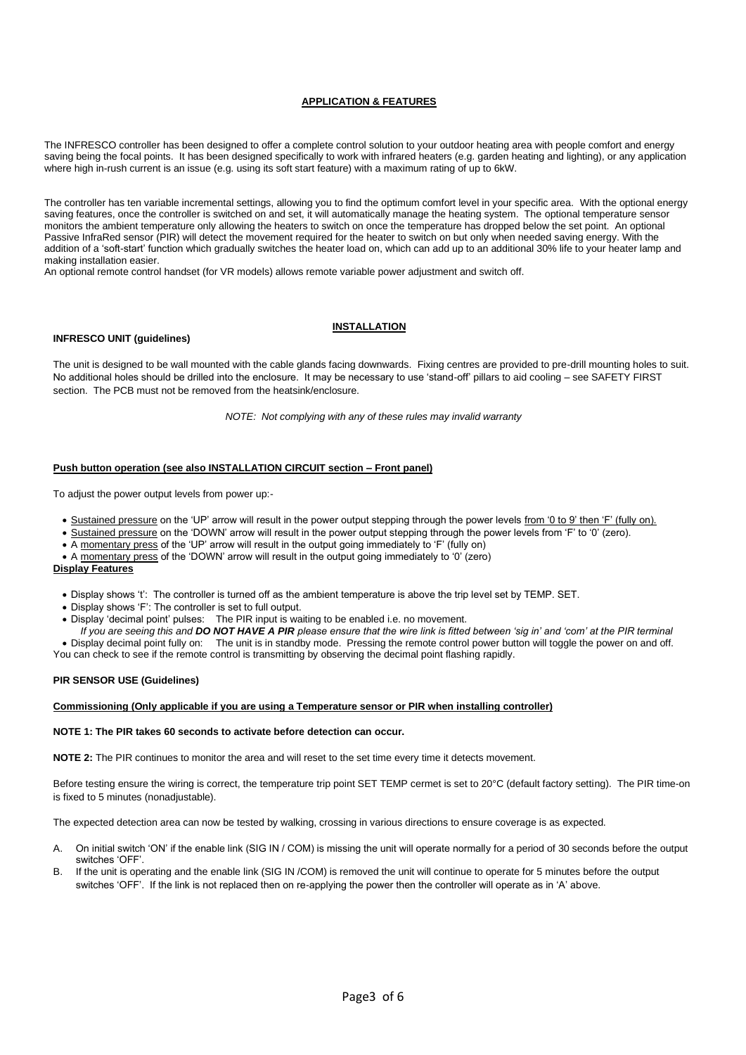## APPLICATION & FEATURES

The INFRESCO controller has been designed to offer a complete control solution to your outdoor heating area with people comfort and energy saving being the focal points. It has been designed specifically to work with infrared heaters (e.g. garden heating and lighting), or any application where high in-rush current is an issue (e.g. using its soft start feature) with a maximum rating of up to 6kW.

The controller has ten variable incremental settings, allowing you to find the optimum comfort level in your specific area. With the optional energy saving features, once the controller is switched on and set, it will automatically manage the heating system. The optional temperature sensor monitors the ambient temperature only allowing the heaters to switch on once the temperature has dropped below the set point. An optional Passive InfraRed sensor (PIR) will detect the movement required for the heater to switch on but only when needed saving energy. With the addition of a 'soft-start' function which gradually switches the heater load on, which can add up to an additional 30% life to your heater lamp and making installation easier.
An optional remote control handset (for VR models) allows remote variable power adjustment and switch off.

## INSTALLATION

**INFRESCO UNIT (guidelines)**

The unit is designed to be wall mounted with the cable glands facing downwards. Fixing centres are provided to pre-drill mounting holes to suit. No additional holes should be drilled into the enclosure. It may be necessary to use 'stand-off' pillars to aid cooling – see SAFETY FIRST section. The PCB must not be removed from the heatsink/enclosure.

*NOTE: Not complying with any of these rules may invalid warranty*

**Push button operation (see also INSTALLATION CIRCUIT section – Front panel)**

To adjust the power output levels from power up:-

- Sustained pressure on the 'UP' arrow will result in the power output stepping through the power levels from '0 to 9' then 'F' (fully on).
- Sustained pressure on the 'DOWN' arrow will result in the power output stepping through the power levels from 'F' to '0' (zero).
- A momentary press of the 'UP' arrow will result in the output going immediately to 'F' (fully on)
- A momentary press of the 'DOWN' arrow will result in the output going immediately to '0' (zero)

**Display Features**

- Display shows 't': The controller is turned off as the ambient temperature is above the trip level set by TEMP. SET.
- Display shows 'F': The controller is set to full output.
- Display 'decimal point' pulses: The PIR input is waiting to be enabled i.e. no movement.
  *If you are seeing this and **DO NOT HAVE A PIR** please ensure that the wire link is fitted between 'sig in' and 'com' at the PIR terminal*
- Display decimal point fully on: The unit is in standby mode. Pressing the remote control power button will toggle the power on and off.

You can check to see if the remote control is transmitting by observing the decimal point flashing rapidly.

**PIR SENSOR USE (Guidelines)**

**Commissioning (Only applicable if you are using a Temperature sensor or PIR when installing controller)**

**NOTE 1: The PIR takes 60 seconds to activate before detection can occur.**

**NOTE 2:** The PIR continues to monitor the area and will reset to the set time every time it detects movement.

Before testing ensure the wiring is correct, the temperature trip point SET TEMP cermet is set to 20°C (default factory setting). The PIR time-on is fixed to 5 minutes (nonadjustable).

The expected detection area can now be tested by walking, crossing in various directions to ensure coverage is as expected.

A. On initial switch 'ON' if the enable link (SIG IN / COM) is missing the unit will operate normally for a period of 30 seconds before the output switches 'OFF'.
B. If the unit is operating and the enable link (SIG IN /COM) is removed the unit will continue to operate for 5 minutes before the output switches 'OFF'. If the link is not replaced then on re-applying the power then the controller will operate as in 'A' above.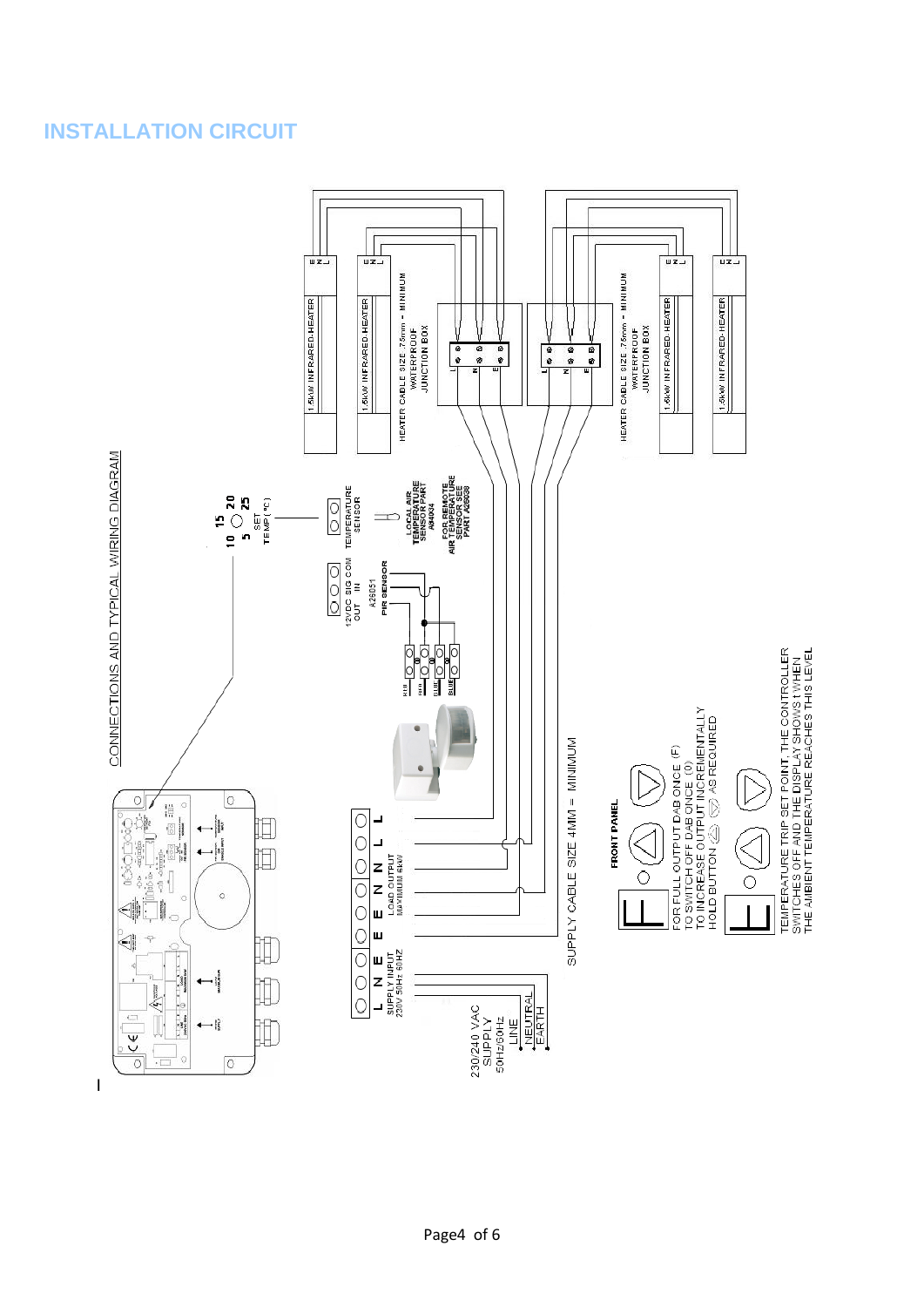# INSTALLATION CIRCUIT

CONNECTIONS AND TYPICAL WIRING DIAGRAM

10 15 20 25 5 SET TEMP(°C)

TEMPERATURE SENSOR

LOCAL AIR TEMPERATURE SENSOR PART A94034

FOR REMOTE AIR TEMPERATURE SENSOR SEE PART A26038

12VDC OUT SIG IN COM

A26051 PIR SENSOR

RED RED BLUE BLUE

1.5kW INFRARED HEATER E N L

1.5kW INFRARED HEATER E N L

HEATER CABLE SIZE .75mm - MINIMUM

WATERPROOF JUNCTION BOX

L N E

1.5kW INFRARED HEATER E N L

1.5kW INFRARED HEATER E N L

HEATER CABLE SIZE .75mm - MINIMUM

WATERPROOF JUNCTION BOX

L N E

SUPPLY INPUT 230V 50Hz 60HZ — N E

LOAD OUTPUT MAXIMUM 6kW — E E N N L L

230/240 VAC SUPPLY 50Hz/60Hz

LINE

NEUTRAL

EARTH

SUPPLY CABLE SIZE 4MM – MINIMUM

FRONT PANEL

FOR FULL OUTPUT DAB ONCE (F)
TO SWITCH OFF DAB ONCE (0)
TO INCREASE OUTPUT INCREMENTALLY HOLD BUTTON AS REQUIRED

TEMPERATURE TRIP SET POINT. THE CONTROLLER SWITCHES OFF AND THE DISPLAY SHOWS t WHEN THE AMBIENT TEMPERATURE REACHES THIS LEVEL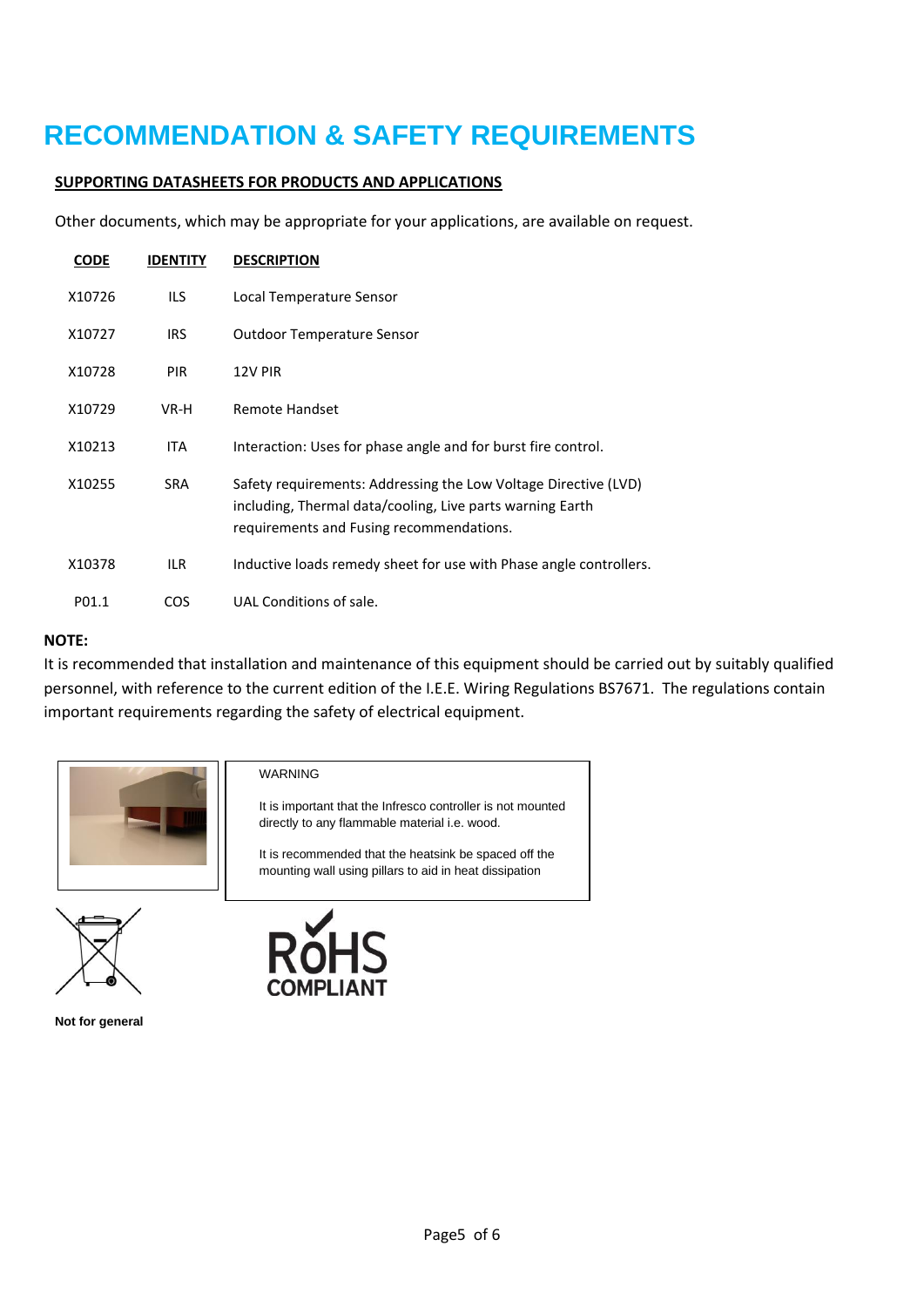# RECOMMENDATION & SAFETY REQUIREMENTS

**SUPPORTING DATASHEETS FOR PRODUCTS AND APPLICATIONS**

Other documents, which may be appropriate for your applications, are available on request.

| CODE | IDENTITY | DESCRIPTION |
|---|---|---|
| X10726 | ILS | Local Temperature Sensor |
| X10727 | IRS | Outdoor Temperature Sensor |
| X10728 | PIR | 12V PIR |
| X10729 | VR-H | Remote Handset |
| X10213 | ITA | Interaction: Uses for phase angle and for burst fire control. |
| X10255 | SRA | Safety requirements: Addressing the Low Voltage Directive (LVD) including, Thermal data/cooling, Live parts warning Earth requirements and Fusing recommendations. |
| X10378 | ILR | Inductive loads remedy sheet for use with Phase angle controllers. |
| P01.1 | COS | UAL Conditions of sale. |

**NOTE:**

It is recommended that installation and maintenance of this equipment should be carried out by suitably qualified personnel, with reference to the current edition of the I.E.E. Wiring Regulations BS7671. The regulations contain important requirements regarding the safety of electrical equipment.

WARNING

It is important that the Infresco controller is not mounted directly to any flammable material i.e. wood.

It is recommended that the heatsink be spaced off the mounting wall using pillars to aid in heat dissipation

RoHS COMPLIANT

**Not for general**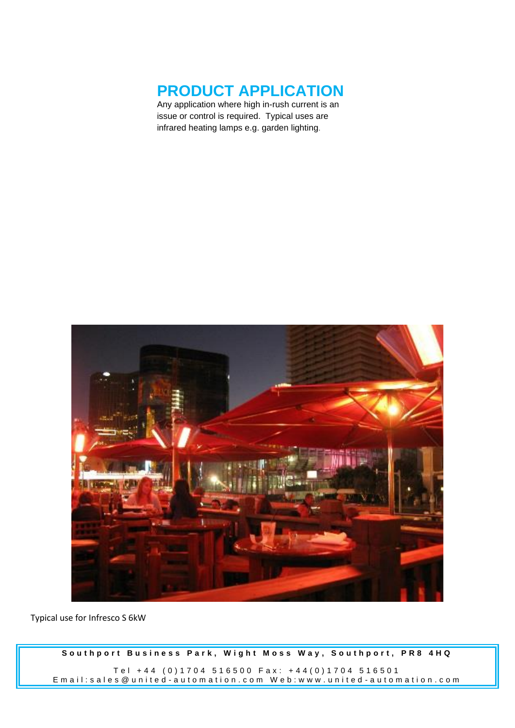## PRODUCT APPLICATION

Any application where high in-rush current is an issue or control is required. Typical uses are infrared heating lamps e.g. garden lighting.

Typical use for Infresco S 6kW

**Southport Business Park, Wight Moss Way, Southport, PR8 4HQ**

Tel +44 (0)1704 516500 Fax: +44(0)1704 516501
Email:sales@united-automation.com Web:www.united-automation.com